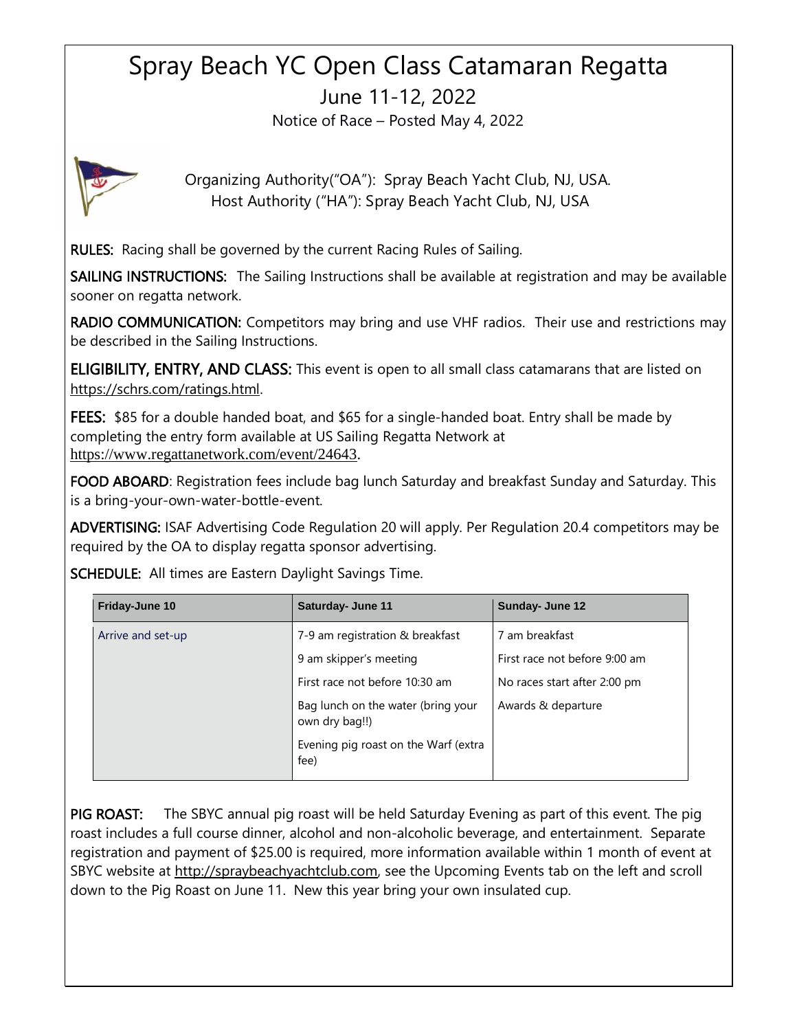# Spray Beach YC Open Class Catamaran Regatta

## June 11-12, 2022

Notice of Race – Posted May 4, 2022

Organizing Authority("OA"): Spray Beach Yacht Club, NJ, USA.
Host Authority ("HA"): Spray Beach Yacht Club, NJ, USA

**RULES:** Racing shall be governed by the current Racing Rules of Sailing.

**SAILING INSTRUCTIONS:** The Sailing Instructions shall be available at registration and may be available sooner on regatta network.

**RADIO COMMUNICATION:** Competitors may bring and use VHF radios. Their use and restrictions may be described in the Sailing Instructions.

**ELIGIBILITY, ENTRY, AND CLASS:** This event is open to all small class catamarans that are listed on https://schrs.com/ratings.html.

**FEES:** $85 for a double handed boat, and $65 for a single-handed boat. Entry shall be made by completing the entry form available at US Sailing Regatta Network at https://www.regattanetwork.com/event/24643.

**FOOD ABOARD**: Registration fees include bag lunch Saturday and breakfast Sunday and Saturday. This is a bring-your-own-water-bottle-event.

**ADVERTISING:** ISAF Advertising Code Regulation 20 will apply. Per Regulation 20.4 competitors may be required by the OA to display regatta sponsor advertising.

**SCHEDULE:** All times are Eastern Daylight Savings Time.

| Friday-June 10 | Saturday- June 11 | Sunday- June 12 |
|---|---|---|
| Arrive and set-up | 7-9 am registration & breakfast | 7 am breakfast |
| | 9 am skipper's meeting | First race not before 9:00 am |
| | First race not before 10:30 am | No races start after 2:00 pm |
| | Bag lunch on the water (bring your own dry bag!!) | Awards & departure |
| | Evening pig roast on the Warf (extra fee) | |

**PIG ROAST:** The SBYC annual pig roast will be held Saturday Evening as part of this event. The pig roast includes a full course dinner, alcohol and non-alcoholic beverage, and entertainment. Separate registration and payment of $25.00 is required, more information available within 1 month of event at SBYC website at http://spraybeachyachtclub.com, see the Upcoming Events tab on the left and scroll down to the Pig Roast on June 11. New this year bring your own insulated cup.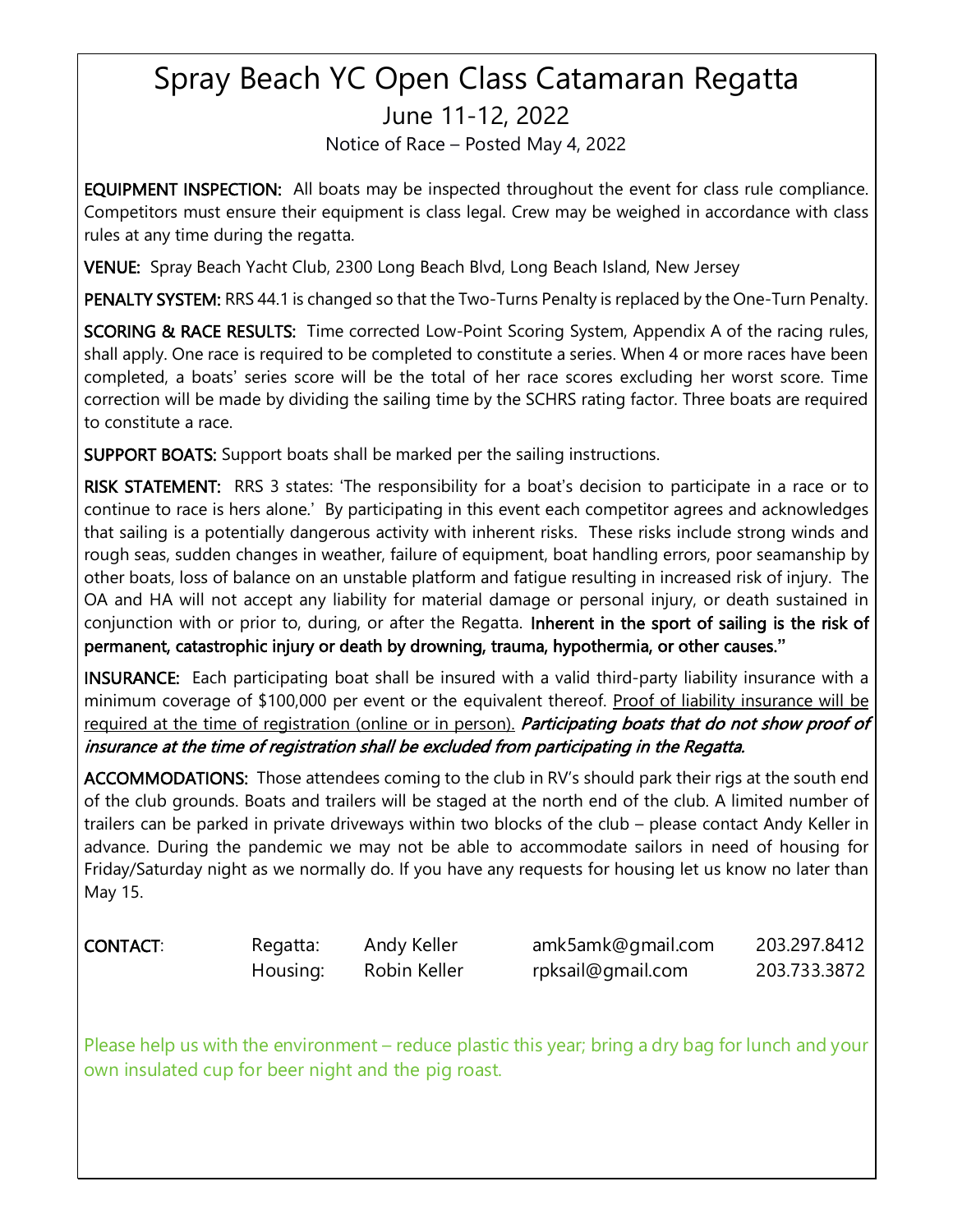# Spray Beach YC Open Class Catamaran Regatta

June 11-12, 2022

Notice of Race – Posted May 4, 2022

**EQUIPMENT INSPECTION:** All boats may be inspected throughout the event for class rule compliance. Competitors must ensure their equipment is class legal. Crew may be weighed in accordance with class rules at any time during the regatta.

**VENUE:** Spray Beach Yacht Club, 2300 Long Beach Blvd, Long Beach Island, New Jersey

**PENALTY SYSTEM:** RRS 44.1 is changed so that the Two-Turns Penalty is replaced by the One-Turn Penalty.

**SCORING & RACE RESULTS:** Time corrected Low-Point Scoring System, Appendix A of the racing rules, shall apply. One race is required to be completed to constitute a series. When 4 or more races have been completed, a boats' series score will be the total of her race scores excluding her worst score. Time correction will be made by dividing the sailing time by the SCHRS rating factor. Three boats are required to constitute a race.

**SUPPORT BOATS:** Support boats shall be marked per the sailing instructions.

**RISK STATEMENT:** RRS 3 states: 'The responsibility for a boat's decision to participate in a race or to continue to race is hers alone.' By participating in this event each competitor agrees and acknowledges that sailing is a potentially dangerous activity with inherent risks. These risks include strong winds and rough seas, sudden changes in weather, failure of equipment, boat handling errors, poor seamanship by other boats, loss of balance on an unstable platform and fatigue resulting in increased risk of injury. The OA and HA will not accept any liability for material damage or personal injury, or death sustained in conjunction with or prior to, during, or after the Regatta. **Inherent in the sport of sailing is the risk of permanent, catastrophic injury or death by drowning, trauma, hypothermia, or other causes."**

**INSURANCE:** Each participating boat shall be insured with a valid third-party liability insurance with a minimum coverage of $100,000 per event or the equivalent thereof. Proof of liability insurance will be required at the time of registration (online or in person). ***Participating boats that do not show proof of insurance at the time of registration shall be excluded from participating in the Regatta.***

**ACCOMMODATIONS:** Those attendees coming to the club in RV's should park their rigs at the south end of the club grounds. Boats and trailers will be staged at the north end of the club. A limited number of trailers can be parked in private driveways within two blocks of the club – please contact Andy Keller in advance. During the pandemic we may not be able to accommodate sailors in need of housing for Friday/Saturday night as we normally do. If you have any requests for housing let us know no later than May 15.

| | | | | |
|---|---|---|---|---|
| **CONTACT**: | Regatta: | Andy Keller | amk5amk@gmail.com | 203.297.8412 |
| | Housing: | Robin Keller | rpksail@gmail.com | 203.733.3872 |

Please help us with the environment – reduce plastic this year; bring a dry bag for lunch and your own insulated cup for beer night and the pig roast.